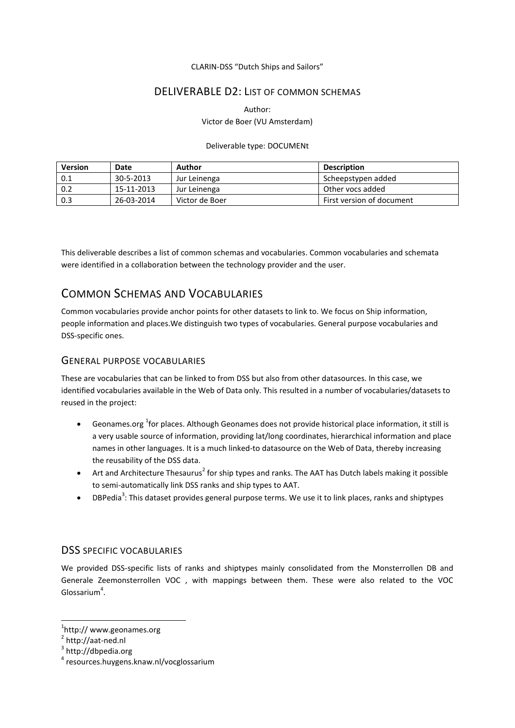CLARIN-DSS "Dutch Ships and Sailors"

# DELIVERABLE D2: LIST OF COMMON SCHEMAS

Author:
Victor de Boer (VU Amsterdam)

Deliverable type: DOCUMENt

| Version | Date | Author | Description |
|---|---|---|---|
| 0.1 | 30-5-2013 | Jur Leinenga | Scheepstypen added |
| 0.2 | 15-11-2013 | Jur Leinenga | Other vocs added |
| 0.3 | 26-03-2014 | Victor de Boer | First version of document |

This deliverable describes a list of common schemas and vocabularies. Common vocabularies and schemata were identified in a collaboration between the technology provider and the user.

## COMMON SCHEMAS AND VOCABULARIES

Common vocabularies provide anchor points for other datasets to link to. We focus on Ship information, people information and places.We distinguish two types of vocabularies. General purpose vocabularies and DSS-specific ones.

### GENERAL PURPOSE VOCABULARIES

These are vocabularies that can be linked to from DSS but also from other datasources. In this case, we identified vocabularies available in the Web of Data only. This resulted in a number of vocabularies/datasets to reused in the project:

- Geonames.org [1]for places. Although Geonames does not provide historical place information, it still is a very usable source of information, providing lat/long coordinates, hierarchical information and place names in other languages. It is a much linked-to datasource on the Web of Data, thereby increasing the reusability of the DSS data.
- Art and Architecture Thesaurus[2] for ship types and ranks. The AAT has Dutch labels making it possible to semi-automatically link DSS ranks and ship types to AAT.
- DBPedia[3]: This dataset provides general purpose terms. We use it to link places, ranks and shiptypes

### DSS SPECIFIC VOCABULARIES

We provided DSS-specific lists of ranks and shiptypes mainly consolidated from the Monsterrollen DB and Generale Zeemonsterrollen VOC , with mappings between them. These were also related to the VOC Glossarium[4].

[1]http:// www.geonames.org

[2] http://aat-ned.nl

[3] http://dbpedia.org

[4] resources.huygens.knaw.nl/vocglossarium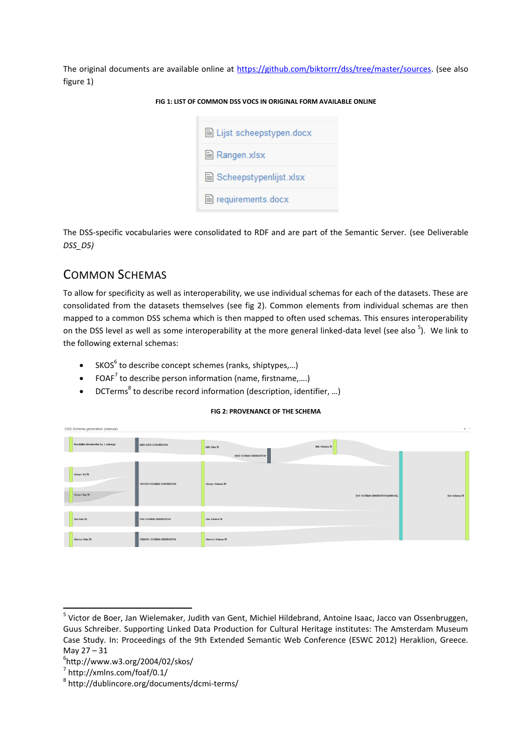The original documents are available online at https://github.com/biktorrr/dss/tree/master/sources. (see also figure 1)

FIG 1: LIST OF COMMON DSS VOCS IN ORIGINAL FORM AVAILABLE ONLINE

Lijst scheepstypen.docx

Rangen.xlsx

Scheepstypenlijst.xlsx

requirements.docx

The DSS-specific vocabularies were consolidated to RDF and are part of the Semantic Server. (see Deliverable *DSS_D5)*

## COMMON SCHEMAS

To allow for specificity as well as interoperability, we use individual schemas for each of the datasets. These are consolidated from the datasets themselves (see fig 2). Common elements from individual schemas are then mapped to a common DSS schema which is then mapped to often used schemas. This ensures interoperability on the DSS level as well as some interoperability at the more general linked-data level (see also [5]). We link to the following external schemas:

- SKOS[6] to describe concept schemes (ranks, shiptypes,…)
- FOAF[7] to describe person information (name, firstname,….)
- DCTerms[8] to describe record information (description, identifier, …)

FIG 2: PROVENANCE OF THE SCHEMA

DSS Schema generation (manual)

MDB DATA CONVERSION

MDB SCHEMA GENERATION

VOCOPV SCHEMA CONVERSION

DSS SCHEMA GENERATION (MANUAL)

DAS SCHEMA GENERATION

GZMVOC SCHEMA GENERATION

---

[5] Victor de Boer, Jan Wielemaker, Judith van Gent, Michiel Hildebrand, Antoine Isaac, Jacco van Ossenbruggen, Guus Schreiber. Supporting Linked Data Production for Cultural Heritage institutes: The Amsterdam Museum Case Study. In: Proceedings of the 9th Extended Semantic Web Conference (ESWC 2012) Heraklion, Greece. May 27 – 31

[6] http://www.w3.org/2004/02/skos/

[7] http://xmlns.com/foaf/0.1/

[8] http://dublincore.org/documents/dcmi-terms/